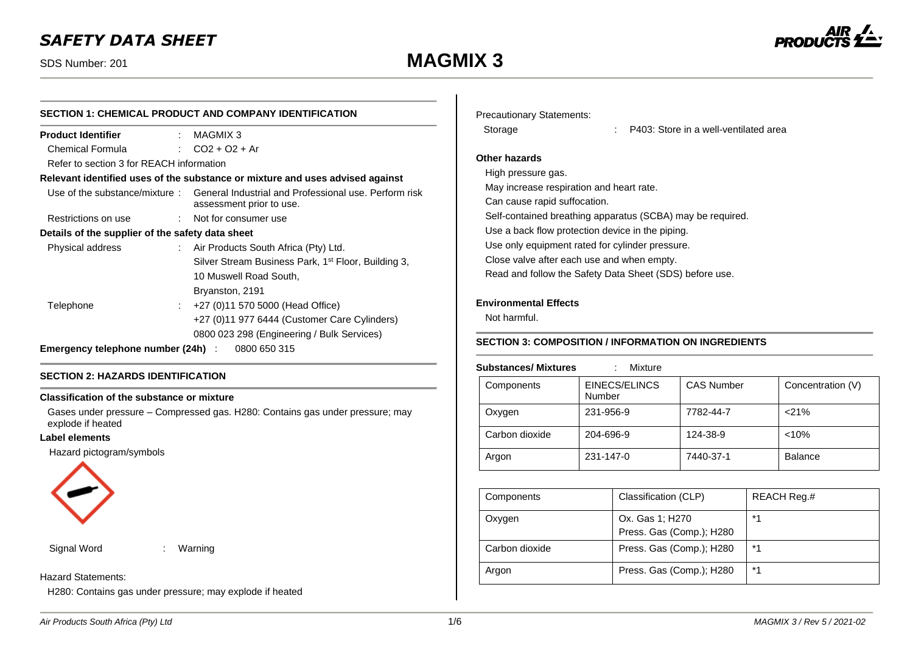## SECTION 1: CHEMICAL PRODUCT AND COMPANY IDENTIFICATION

**Product Identifier** : MAGMIX 3

Chemical Formula : $CO_2 + O_2 + Ar$

Refer to section 3 for REACH information

**Relevant identified uses of the substance or mixture and uses advised against**

Use of the substance/mixture : General Industrial and Professional use. Perform risk assessment prior to use.

Restrictions on use : Not for consumer use

**Details of the supplier of the safety data sheet**

Physical address : Air Products South Africa (Pty) Ltd.
Silver Stream Business Park, 1st Floor, Building 3,
10 Muswell Road South,
Bryanston, 2191

Telephone : +27 (0)11 570 5000 (Head Office)
+27 (0)11 977 6444 (Customer Care Cylinders)
0800 023 298 (Engineering / Bulk Services)

**Emergency telephone number (24h)** : 0800 650 315

## SECTION 2: HAZARDS IDENTIFICATION

**Classification of the substance or mixture**

Gases under pressure – Compressed gas. H280: Contains gas under pressure; may explode if heated

**Label elements**

Hazard pictogram/symbols

Signal Word : Warning

Hazard Statements:

H280: Contains gas under pressure; may explode if heated

Precautionary Statements:

Storage : P403: Store in a well-ventilated area

**Other hazards**

High pressure gas.
May increase respiration and heart rate.
Can cause rapid suffocation.
Self-contained breathing apparatus (SCBA) may be required.
Use a back flow protection device in the piping.
Use only equipment rated for cylinder pressure.
Close valve after each use and when empty.
Read and follow the Safety Data Sheet (SDS) before use.

**Environmental Effects**

Not harmful.

## SECTION 3: COMPOSITION / INFORMATION ON INGREDIENTS

**Substances/ Mixtures** : Mixture

| Components | EINECS/ELINCS Number | CAS Number | Concentration (V) |
|---|---|---|---|
| Oxygen | 231-956-9 | 7782-44-7 | <21% |
| Carbon dioxide | 204-696-9 | 124-38-9 | <10% |
| Argon | 231-147-0 | 7440-37-1 | Balance |

| Components | Classification (CLP) | REACH Reg.# |
|---|---|---|
| Oxygen | Ox. Gas 1; H270 Press. Gas (Comp.); H280 | *1 |
| Carbon dioxide | Press. Gas (Comp.); H280 | *1 |
| Argon | Press. Gas (Comp.); H280 | *1 |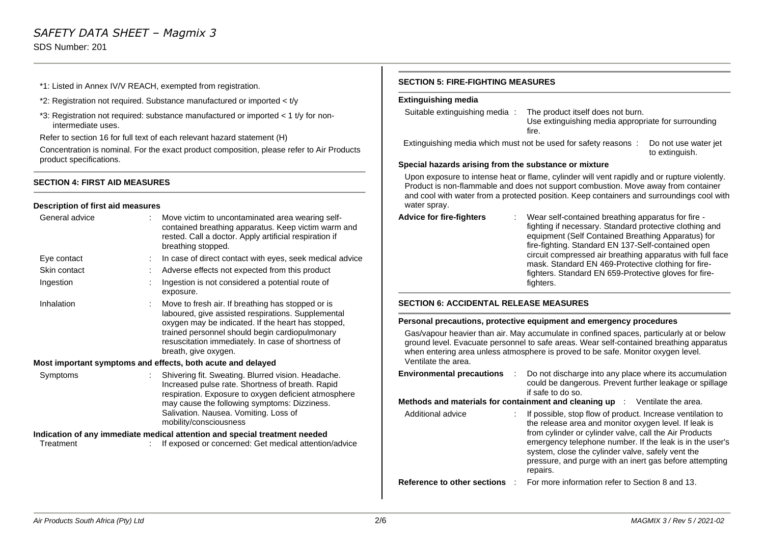\*1: Listed in Annex IV/V REACH, exempted from registration.

\*2: Registration not required. Substance manufactured or imported < t/y

\*3: Registration not required: substance manufactured or imported < 1 t/y for non-intermediate uses.

Refer to section 16 for full text of each relevant hazard statement (H)

Concentration is nominal. For the exact product composition, please refer to Air Products product specifications.

## SECTION 4: FIRST AID MEASURES

### Description of first aid measures

| | | |
|---|---|---|
| General advice | : | Move victim to uncontaminated area wearing self-contained breathing apparatus. Keep victim warm and rested. Call a doctor. Apply artificial respiration if breathing stopped. |
| Eye contact | : | In case of direct contact with eyes, seek medical advice |
| Skin contact | : | Adverse effects not expected from this product |
| Ingestion | : | Ingestion is not considered a potential route of exposure. |
| Inhalation | : | Move to fresh air. If breathing has stopped or is laboured, give assisted respirations. Supplemental oxygen may be indicated. If the heart has stopped, trained personnel should begin cardiopulmonary resuscitation immediately. In case of shortness of breath, give oxygen. |

### Most important symptoms and effects, both acute and delayed

| | | |
|---|---|---|
| Symptoms | : | Shivering fit. Sweating. Blurred vision. Headache. Increased pulse rate. Shortness of breath. Rapid respiration. Exposure to oxygen deficient atmosphere may cause the following symptoms: Dizziness. Salivation. Nausea. Vomiting. Loss of mobility/consciousness |

### Indication of any immediate medical attention and special treatment needed

| | | |
|---|---|---|
| Treatment | : | If exposed or concerned: Get medical attention/advice |

## SECTION 5: FIRE-FIGHTING MEASURES

### Extinguishing media

Suitable extinguishing media : The product itself does not burn. Use extinguishing media appropriate for surrounding fire.

Extinguishing media which must not be used for safety reasons : Do not use water jet to extinguish.

### Special hazards arising from the substance or mixture

Upon exposure to intense heat or flame, cylinder will vent rapidly and or rupture violently. Product is non-flammable and does not support combustion. Move away from container and cool with water from a protected position. Keep containers and surroundings cool with water spray.

**Advice for fire-fighters** : Wear self-contained breathing apparatus for fire - fighting if necessary. Standard protective clothing and equipment (Self Contained Breathing Apparatus) for fire-fighting. Standard EN 137-Self-contained open circuit compressed air breathing apparatus with full face mask. Standard EN 469-Protective clothing for fire-fighters. Standard EN 659-Protective gloves for fire-fighters.

## SECTION 6: ACCIDENTAL RELEASE MEASURES

### Personal precautions, protective equipment and emergency procedures

Gas/vapour heavier than air. May accumulate in confined spaces, particularly at or below ground level. Evacuate personnel to safe areas. Wear self-contained breathing apparatus when entering area unless atmosphere is proved to be safe. Monitor oxygen level. Ventilate the area.

**Environmental precautions** : Do not discharge into any place where its accumulation could be dangerous. Prevent further leakage or spillage if safe to do so.

**Methods and materials for containment and cleaning up** : Ventilate the area.

Additional advice : If possible, stop flow of product. Increase ventilation to the release area and monitor oxygen level. If leak is from cylinder or cylinder valve, call the Air Products emergency telephone number. If the leak is in the user's system, close the cylinder valve, safely vent the pressure, and purge with an inert gas before attempting repairs.

**Reference to other sections** : For more information refer to Section 8 and 13.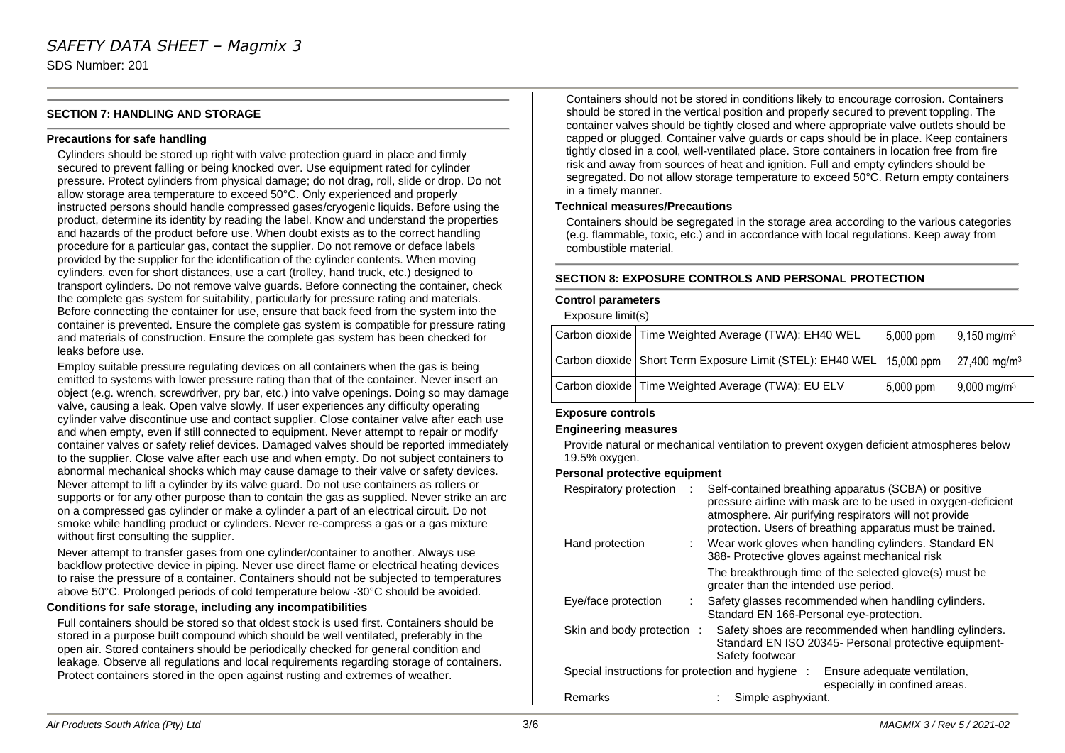## SECTION 7: HANDLING AND STORAGE

### Precautions for safe handling

Cylinders should be stored up right with valve protection guard in place and firmly secured to prevent falling or being knocked over. Use equipment rated for cylinder pressure. Protect cylinders from physical damage; do not drag, roll, slide or drop. Do not allow storage area temperature to exceed 50°C. Only experienced and properly instructed persons should handle compressed gases/cryogenic liquids. Before using the product, determine its identity by reading the label. Know and understand the properties and hazards of the product before use. When doubt exists as to the correct handling procedure for a particular gas, contact the supplier. Do not remove or deface labels provided by the supplier for the identification of the cylinder contents. When moving cylinders, even for short distances, use a cart (trolley, hand truck, etc.) designed to transport cylinders. Do not remove valve guards. Before connecting the container, check the complete gas system for suitability, particularly for pressure rating and materials. Before connecting the container for use, ensure that back feed from the system into the container is prevented. Ensure the complete gas system is compatible for pressure rating and materials of construction. Ensure the complete gas system has been checked for leaks before use.

Employ suitable pressure regulating devices on all containers when the gas is being emitted to systems with lower pressure rating than that of the container. Never insert an object (e.g. wrench, screwdriver, pry bar, etc.) into valve openings. Doing so may damage valve, causing a leak. Open valve slowly. If user experiences any difficulty operating cylinder valve discontinue use and contact supplier. Close container valve after each use and when empty, even if still connected to equipment. Never attempt to repair or modify container valves or safety relief devices. Damaged valves should be reported immediately to the supplier. Close valve after each use and when empty. Do not subject containers to abnormal mechanical shocks which may cause damage to their valve or safety devices. Never attempt to lift a cylinder by its valve guard. Do not use containers as rollers or supports or for any other purpose than to contain the gas as supplied. Never strike an arc on a compressed gas cylinder or make a cylinder a part of an electrical circuit. Do not smoke while handling product or cylinders. Never re-compress a gas or a gas mixture without first consulting the supplier.

Never attempt to transfer gases from one cylinder/container to another. Always use backflow protective device in piping. Never use direct flame or electrical heating devices to raise the pressure of a container. Containers should not be subjected to temperatures above 50°C. Prolonged periods of cold temperature below -30°C should be avoided.

### Conditions for safe storage, including any incompatibilities

Full containers should be stored so that oldest stock is used first. Containers should be stored in a purpose built compound which should be well ventilated, preferably in the open air. Stored containers should be periodically checked for general condition and leakage. Observe all regulations and local requirements regarding storage of containers. Protect containers stored in the open against rusting and extremes of weather.

Containers should not be stored in conditions likely to encourage corrosion. Containers should be stored in the vertical position and properly secured to prevent toppling. The container valves should be tightly closed and where appropriate valve outlets should be capped or plugged. Container valve guards or caps should be in place. Keep containers tightly closed in a cool, well-ventilated place. Store containers in location free from fire risk and away from sources of heat and ignition. Full and empty cylinders should be segregated. Do not allow storage temperature to exceed 50°C. Return empty containers in a timely manner.

### Technical measures/Precautions

Containers should be segregated in the storage area according to the various categories (e.g. flammable, toxic, etc.) and in accordance with local regulations. Keep away from combustible material.

## SECTION 8: EXPOSURE CONTROLS AND PERSONAL PROTECTION

### Control parameters

Exposure limit(s)

| | | | |
|---|---|---|---|
| Carbon dioxide | Time Weighted Average (TWA): EH40 WEL | 5,000 ppm | 9,150 mg/m³ |
| Carbon dioxide | Short Term Exposure Limit (STEL): EH40 WEL | 15,000 ppm | 27,400 mg/m³ |
| Carbon dioxide | Time Weighted Average (TWA): EU ELV | 5,000 ppm | 9,000 mg/m³ |

### Exposure controls

### Engineering measures

Provide natural or mechanical ventilation to prevent oxygen deficient atmospheres below 19.5% oxygen.

### Personal protective equipment

Respiratory protection : Self-contained breathing apparatus (SCBA) or positive pressure airline with mask are to be used in oxygen-deficient atmosphere. Air purifying respirators will not provide protection. Users of breathing apparatus must be trained.

Hand protection : Wear work gloves when handling cylinders. Standard EN 388- Protective gloves against mechanical risk

The breakthrough time of the selected glove(s) must be greater than the intended use period.

Eye/face protection : Safety glasses recommended when handling cylinders. Standard EN 166-Personal eye-protection.

Skin and body protection : Safety shoes are recommended when handling cylinders. Standard EN ISO 20345- Personal protective equipment-Safety footwear

Special instructions for protection and hygiene : Ensure adequate ventilation, especially in confined areas.

Remarks : Simple asphyxiant.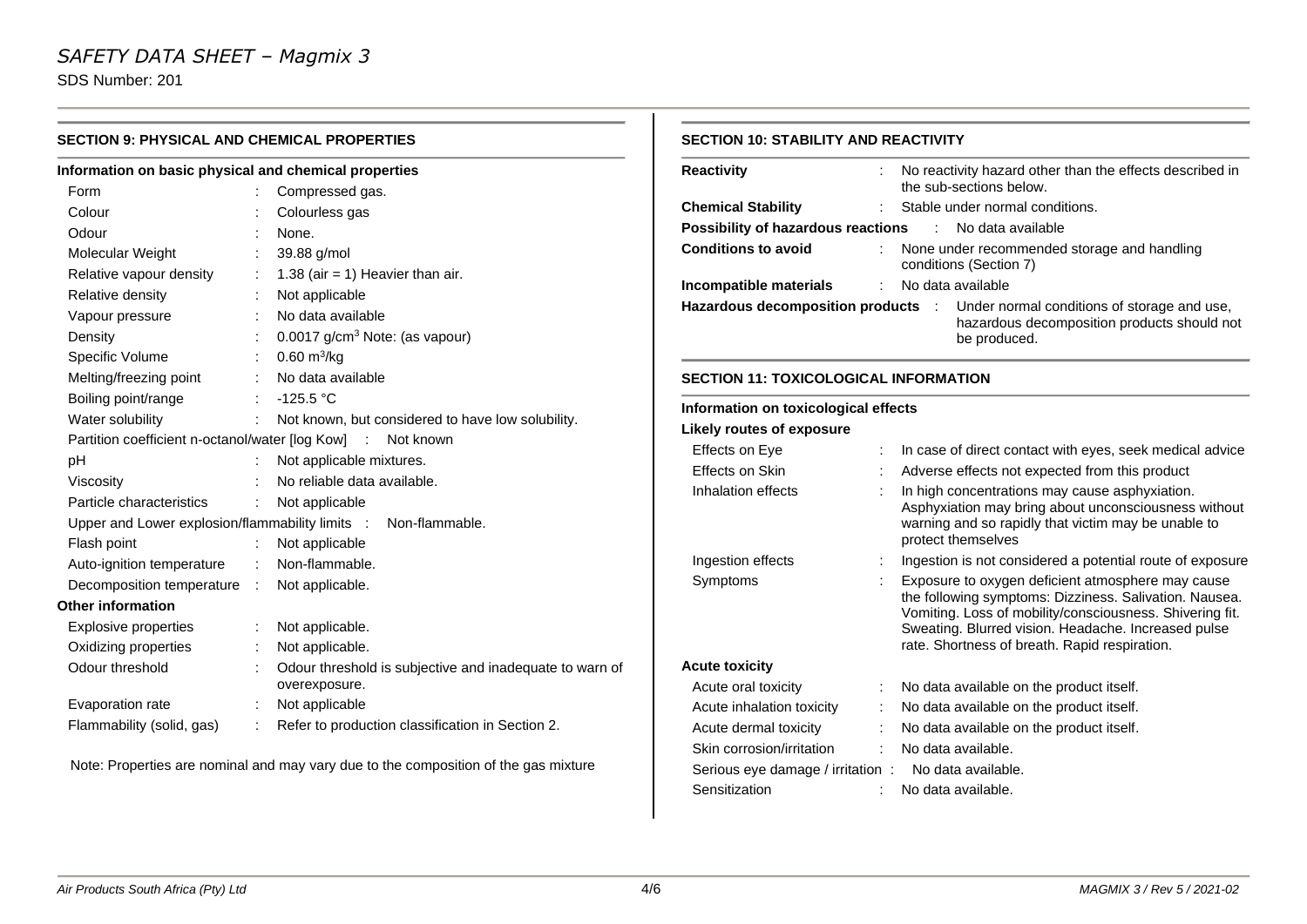## SECTION 9: PHYSICAL AND CHEMICAL PROPERTIES

### Information on basic physical and chemical properties

| Property | Value |
|---|---|
| Form | Compressed gas. |
| Colour | Colourless gas |
| Odour | None. |
| Molecular Weight | 39.88 g/mol |
| Relative vapour density | 1.38 (air = 1) Heavier than air. |
| Relative density | Not applicable |
| Vapour pressure | No data available |
| Density | 0.0017 g/cm$^3$ Note: (as vapour) |
| Specific Volume | 0.60 m$^3$/kg |
| Melting/freezing point | No data available |
| Boiling point/range | -125.5 °C |
| Water solubility | Not known, but considered to have low solubility. |
| Partition coefficient n-octanol/water [log Kow] | Not known |
| pH | Not applicable mixtures. |
| Viscosity | No reliable data available. |
| Particle characteristics | Not applicable |
| Upper and Lower explosion/flammability limits | Non-flammable. |
| Flash point | Not applicable |
| Auto-ignition temperature | Non-flammable. |
| Decomposition temperature | Not applicable. |

### Other information

| Property | Value |
|---|---|
| Explosive properties | Not applicable. |
| Oxidizing properties | Not applicable. |
| Odour threshold | Odour threshold is subjective and inadequate to warn of overexposure. |
| Evaporation rate | Not applicable |
| Flammability (solid, gas) | Refer to production classification in Section 2. |

Note: Properties are nominal and may vary due to the composition of the gas mixture

## SECTION 10: STABILITY AND REACTIVITY

| Property | Value |
|---|---|
| **Reactivity** | No reactivity hazard other than the effects described in the sub-sections below. |
| **Chemical Stability** | Stable under normal conditions. |
| **Possibility of hazardous reactions** | No data available |
| **Conditions to avoid** | None under recommended storage and handling conditions (Section 7) |
| **Incompatible materials** | No data available |
| **Hazardous decomposition products** | Under normal conditions of storage and use, hazardous decomposition products should not be produced. |

## SECTION 11: TOXICOLOGICAL INFORMATION

### Information on toxicological effects

**Likely routes of exposure**

| Route | Information |
|---|---|
| Effects on Eye | In case of direct contact with eyes, seek medical advice |
| Effects on Skin | Adverse effects not expected from this product |
| Inhalation effects | In high concentrations may cause asphyxiation. Asphyxiation may bring about unconsciousness without warning and so rapidly that victim may be unable to protect themselves |
| Ingestion effects | Ingestion is not considered a potential route of exposure |
| Symptoms | Exposure to oxygen deficient atmosphere may cause the following symptoms: Dizziness. Salivation. Nausea. Vomiting. Loss of mobility/consciousness. Shivering fit. Sweating. Blurred vision. Headache. Increased pulse rate. Shortness of breath. Rapid respiration. |

**Acute toxicity**

| Endpoint | Information |
|---|---|
| Acute oral toxicity | No data available on the product itself. |
| Acute inhalation toxicity | No data available on the product itself. |
| Acute dermal toxicity | No data available on the product itself. |
| Skin corrosion/irritation | No data available. |
| Serious eye damage / irritation | No data available. |
| Sensitization | No data available. |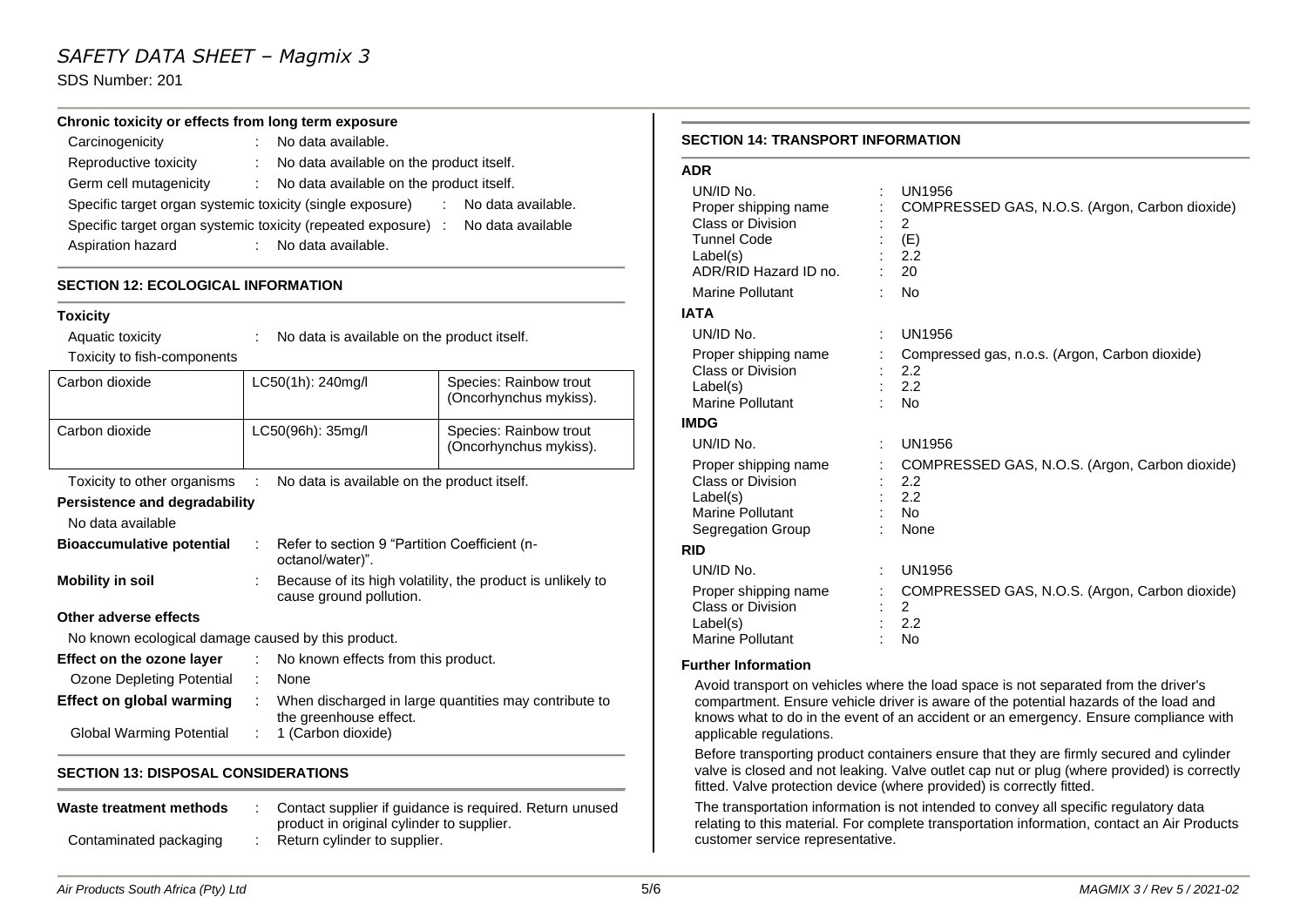**Chronic toxicity or effects from long term exposure**

Carcinogenicity : No data available.

Reproductive toxicity : No data available on the product itself.

Germ cell mutagenicity : No data available on the product itself.

Specific target organ systemic toxicity (single exposure) : No data available.

Specific target organ systemic toxicity (repeated exposure) : No data available

Aspiration hazard : No data available.

## SECTION 12: ECOLOGICAL INFORMATION

**Toxicity**

Aquatic toxicity : No data is available on the product itself.

Toxicity to fish-components

| Carbon dioxide | LC50(1h): 240mg/l | Species: Rainbow trout (Oncorhynchus mykiss). |
|---|---|---|
| Carbon dioxide | LC50(96h): 35mg/l | Species: Rainbow trout (Oncorhynchus mykiss). |

Toxicity to other organisms : No data is available on the product itself.

**Persistence and degradability**

No data available

**Bioaccumulative potential** : Refer to section 9 "Partition Coefficient (n-octanol/water)".

**Mobility in soil** : Because of its high volatility, the product is unlikely to cause ground pollution.

**Other adverse effects**

No known ecological damage caused by this product.

**Effect on the ozone layer** : No known effects from this product.

Ozone Depleting Potential : None

**Effect on global warming** : When discharged in large quantities may contribute to the greenhouse effect.

Global Warming Potential : 1 (Carbon dioxide)

## SECTION 13: DISPOSAL CONSIDERATIONS

**Waste treatment methods** : Contact supplier if guidance is required. Return unused product in original cylinder to supplier.

Contaminated packaging : Return cylinder to supplier.

## SECTION 14: TRANSPORT INFORMATION

**ADR**

UN/ID No. : UN1956
Proper shipping name : COMPRESSED GAS, N.O.S. (Argon, Carbon dioxide)
Class or Division : 2
Tunnel Code : (E)
Label(s) : 2.2
ADR/RID Hazard ID no. : 20
Marine Pollutant : No

**IATA**

UN/ID No. : UN1956
Proper shipping name : Compressed gas, n.o.s. (Argon, Carbon dioxide)
Class or Division : 2.2
Label(s) : 2.2
Marine Pollutant : No

**IMDG**

UN/ID No. : UN1956
Proper shipping name : COMPRESSED GAS, N.O.S. (Argon, Carbon dioxide)
Class or Division : 2.2
Label(s) : 2.2
Marine Pollutant : No
Segregation Group : None

**RID**

UN/ID No. : UN1956
Proper shipping name : COMPRESSED GAS, N.O.S. (Argon, Carbon dioxide)
Class or Division : 2
Label(s) : 2.2
Marine Pollutant : No

**Further Information**

Avoid transport on vehicles where the load space is not separated from the driver's compartment. Ensure vehicle driver is aware of the potential hazards of the load and knows what to do in the event of an accident or an emergency. Ensure compliance with applicable regulations.

Before transporting product containers ensure that they are firmly secured and cylinder valve is closed and not leaking. Valve outlet cap nut or plug (where provided) is correctly fitted. Valve protection device (where provided) is correctly fitted.

The transportation information is not intended to convey all specific regulatory data relating to this material. For complete transportation information, contact an Air Products customer service representative.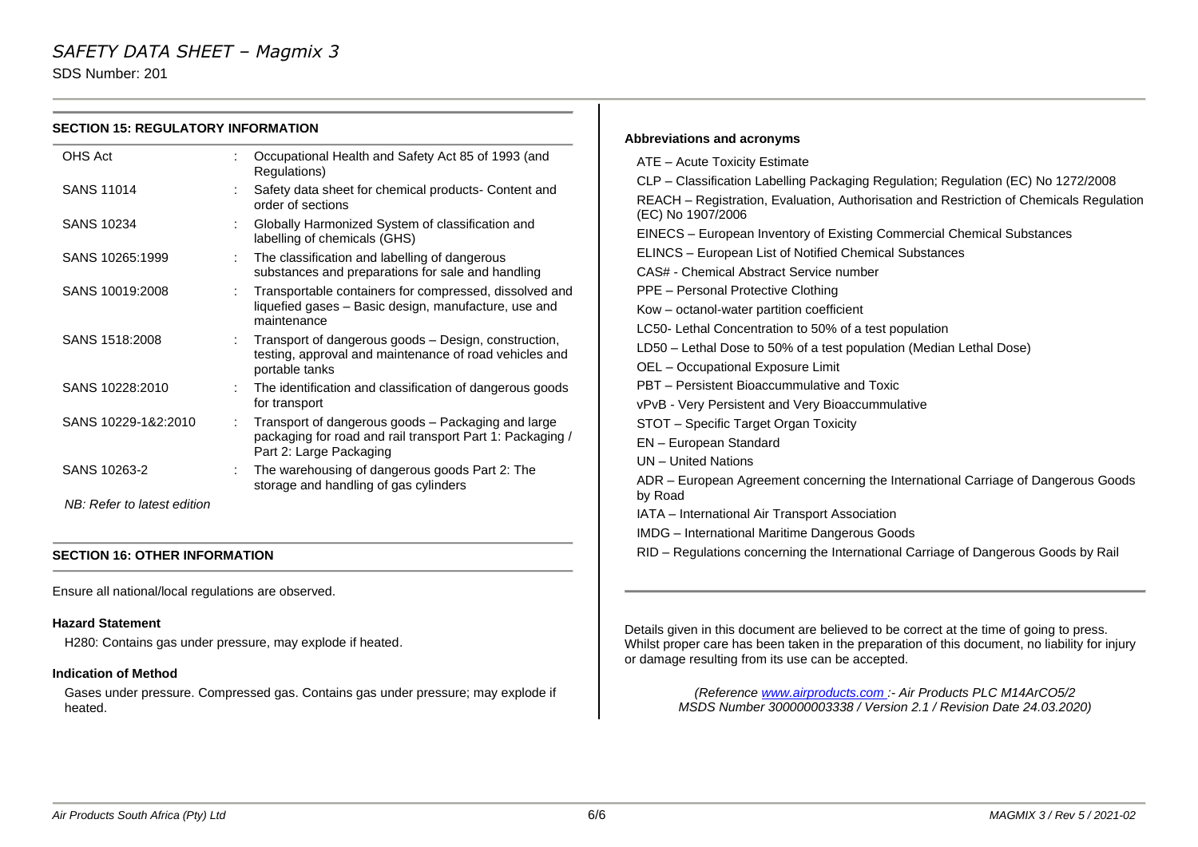## SECTION 15: REGULATORY INFORMATION

| | | |
|---|---|---|
| OHS Act | : | Occupational Health and Safety Act 85 of 1993 (and Regulations) |
| SANS 11014 | : | Safety data sheet for chemical products- Content and order of sections |
| SANS 10234 | : | Globally Harmonized System of classification and labelling of chemicals (GHS) |
| SANS 10265:1999 | : | The classification and labelling of dangerous substances and preparations for sale and handling |
| SANS 10019:2008 | : | Transportable containers for compressed, dissolved and liquefied gases – Basic design, manufacture, use and maintenance |
| SANS 1518:2008 | : | Transport of dangerous goods – Design, construction, testing, approval and maintenance of road vehicles and portable tanks |
| SANS 10228:2010 | : | The identification and classification of dangerous goods for transport |
| SANS 10229-1&2:2010 | : | Transport of dangerous goods – Packaging and large packaging for road and rail transport Part 1: Packaging / Part 2: Large Packaging |
| SANS 10263-2 | : | The warehousing of dangerous goods Part 2: The storage and handling of gas cylinders |

*NB: Refer to latest edition*

## SECTION 16: OTHER INFORMATION

Ensure all national/local regulations are observed.

**Hazard Statement**

H280: Contains gas under pressure, may explode if heated.

**Indication of Method**

Gases under pressure. Compressed gas. Contains gas under pressure; may explode if heated.

**Abbreviations and acronyms**

ATE – Acute Toxicity Estimate

CLP – Classification Labelling Packaging Regulation; Regulation (EC) No 1272/2008

REACH – Registration, Evaluation, Authorisation and Restriction of Chemicals Regulation (EC) No 1907/2006

EINECS – European Inventory of Existing Commercial Chemical Substances

ELINCS – European List of Notified Chemical Substances

CAS# - Chemical Abstract Service number

PPE – Personal Protective Clothing

Kow – octanol-water partition coefficient

LC50- Lethal Concentration to 50% of a test population

LD50 – Lethal Dose to 50% of a test population (Median Lethal Dose)

OEL – Occupational Exposure Limit

PBT – Persistent Bioaccummulative and Toxic

vPvB - Very Persistent and Very Bioaccummulative

STOT – Specific Target Organ Toxicity

EN – European Standard

UN – United Nations

ADR – European Agreement concerning the International Carriage of Dangerous Goods by Road

IATA – International Air Transport Association

IMDG – International Maritime Dangerous Goods

RID – Regulations concerning the International Carriage of Dangerous Goods by Rail

Details given in this document are believed to be correct at the time of going to press. Whilst proper care has been taken in the preparation of this document, no liability for injury or damage resulting from its use can be accepted.

*(Reference www.airproducts.com :- Air Products PLC M14ArCO5/2 MSDS Number 300000003338 / Version 2.1 / Revision Date 24.03.2020)*